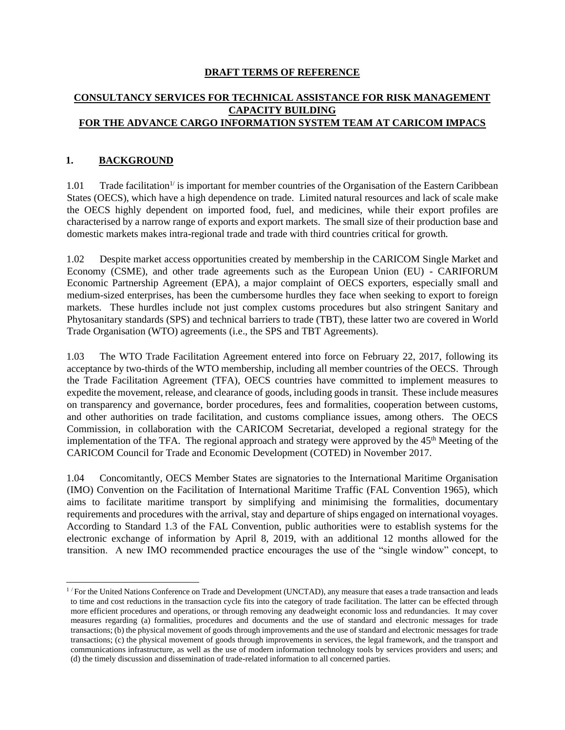**DRAFT TERMS OF REFERENCE**

# CONSULTANCY SERVICES FOR TECHNICAL ASSISTANCE FOR RISK MANAGEMENT CAPACITY BUILDING FOR THE ADVANCE CARGO INFORMATION SYSTEM TEAM AT CARICOM IMPACS

## 1. BACKGROUND

1.01 Trade facilitation[1/] is important for member countries of the Organisation of the Eastern Caribbean States (OECS), which have a high dependence on trade. Limited natural resources and lack of scale make the OECS highly dependent on imported food, fuel, and medicines, while their export profiles are characterised by a narrow range of exports and export markets. The small size of their production base and domestic markets makes intra-regional trade and trade with third countries critical for growth.

1.02 Despite market access opportunities created by membership in the CARICOM Single Market and Economy (CSME), and other trade agreements such as the European Union (EU) - CARIFORUM Economic Partnership Agreement (EPA), a major complaint of OECS exporters, especially small and medium-sized enterprises, has been the cumbersome hurdles they face when seeking to export to foreign markets. These hurdles include not just complex customs procedures but also stringent Sanitary and Phytosanitary standards (SPS) and technical barriers to trade (TBT), these latter two are covered in World Trade Organisation (WTO) agreements (i.e., the SPS and TBT Agreements).

1.03 The WTO Trade Facilitation Agreement entered into force on February 22, 2017, following its acceptance by two-thirds of the WTO membership, including all member countries of the OECS. Through the Trade Facilitation Agreement (TFA), OECS countries have committed to implement measures to expedite the movement, release, and clearance of goods, including goods in transit. These include measures on transparency and governance, border procedures, fees and formalities, cooperation between customs, and other authorities on trade facilitation, and customs compliance issues, among others. The OECS Commission, in collaboration with the CARICOM Secretariat, developed a regional strategy for the implementation of the TFA. The regional approach and strategy were approved by the 45th Meeting of the CARICOM Council for Trade and Economic Development (COTED) in November 2017.

1.04 Concomitantly, OECS Member States are signatories to the International Maritime Organisation (IMO) Convention on the Facilitation of International Maritime Traffic (FAL Convention 1965), which aims to facilitate maritime transport by simplifying and minimising the formalities, documentary requirements and procedures with the arrival, stay and departure of ships engaged on international voyages. According to Standard 1.3 of the FAL Convention, public authorities were to establish systems for the electronic exchange of information by April 8, 2019, with an additional 12 months allowed for the transition. A new IMO recommended practice encourages the use of the "single window" concept, to

---

[1/] For the United Nations Conference on Trade and Development (UNCTAD), any measure that eases a trade transaction and leads to time and cost reductions in the transaction cycle fits into the category of trade facilitation. The latter can be effected through more efficient procedures and operations, or through removing any deadweight economic loss and redundancies. It may cover measures regarding (a) formalities, procedures and documents and the use of standard and electronic messages for trade transactions; (b) the physical movement of goods through improvements and the use of standard and electronic messages for trade transactions; (c) the physical movement of goods through improvements in services, the legal framework, and the transport and communications infrastructure, as well as the use of modern information technology tools by services providers and users; and (d) the timely discussion and dissemination of trade-related information to all concerned parties.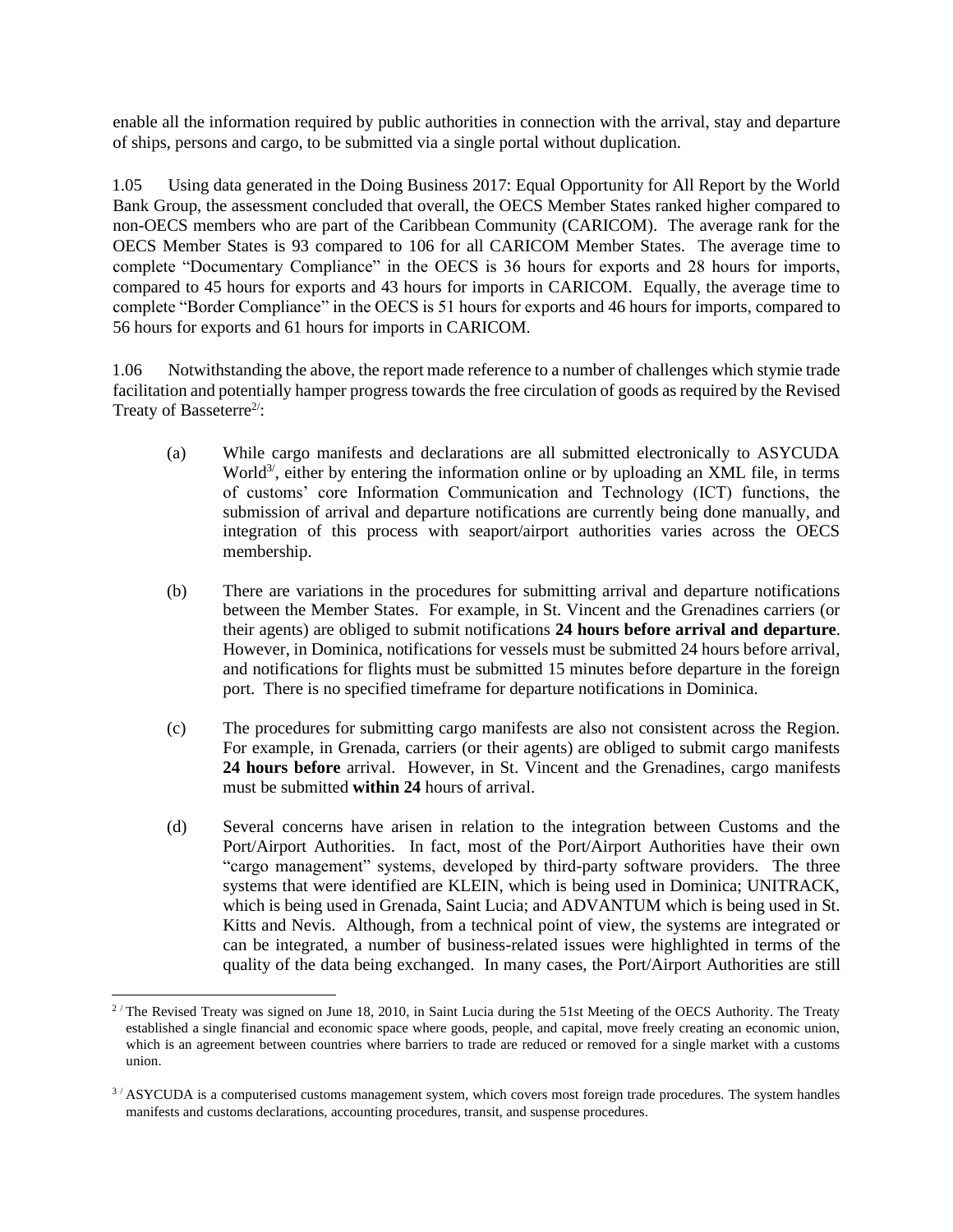enable all the information required by public authorities in connection with the arrival, stay and departure of ships, persons and cargo, to be submitted via a single portal without duplication.

1.05 Using data generated in the Doing Business 2017: Equal Opportunity for All Report by the World Bank Group, the assessment concluded that overall, the OECS Member States ranked higher compared to non-OECS members who are part of the Caribbean Community (CARICOM). The average rank for the OECS Member States is 93 compared to 106 for all CARICOM Member States. The average time to complete "Documentary Compliance" in the OECS is 36 hours for exports and 28 hours for imports, compared to 45 hours for exports and 43 hours for imports in CARICOM. Equally, the average time to complete "Border Compliance" in the OECS is 51 hours for exports and 46 hours for imports, compared to 56 hours for exports and 61 hours for imports in CARICOM.

1.06 Notwithstanding the above, the report made reference to a number of challenges which stymie trade facilitation and potentially hamper progress towards the free circulation of goods as required by the Revised Treaty of Basseterre[2/]:

(a) While cargo manifests and declarations are all submitted electronically to ASYCUDA World[3/], either by entering the information online or by uploading an XML file, in terms of customs' core Information Communication and Technology (ICT) functions, the submission of arrival and departure notifications are currently being done manually, and integration of this process with seaport/airport authorities varies across the OECS membership.

(b) There are variations in the procedures for submitting arrival and departure notifications between the Member States. For example, in St. Vincent and the Grenadines carriers (or their agents) are obliged to submit notifications **24 hours before arrival and departure**. However, in Dominica, notifications for vessels must be submitted 24 hours before arrival, and notifications for flights must be submitted 15 minutes before departure in the foreign port. There is no specified timeframe for departure notifications in Dominica.

(c) The procedures for submitting cargo manifests are also not consistent across the Region. For example, in Grenada, carriers (or their agents) are obliged to submit cargo manifests **24 hours before** arrival. However, in St. Vincent and the Grenadines, cargo manifests must be submitted **within 24** hours of arrival.

(d) Several concerns have arisen in relation to the integration between Customs and the Port/Airport Authorities. In fact, most of the Port/Airport Authorities have their own "cargo management" systems, developed by third-party software providers. The three systems that were identified are KLEIN, which is being used in Dominica; UNITRACK, which is being used in Grenada, Saint Lucia; and ADVANTUM which is being used in St. Kitts and Nevis. Although, from a technical point of view, the systems are integrated or can be integrated, a number of business-related issues were highlighted in terms of the quality of the data being exchanged. In many cases, the Port/Airport Authorities are still

---

[2/] The Revised Treaty was signed on June 18, 2010, in Saint Lucia during the 51st Meeting of the OECS Authority. The Treaty established a single financial and economic space where goods, people, and capital, move freely creating an economic union, which is an agreement between countries where barriers to trade are reduced or removed for a single market with a customs union.

[3/] ASYCUDA is a computerised customs management system, which covers most foreign trade procedures. The system handles manifests and customs declarations, accounting procedures, transit, and suspense procedures.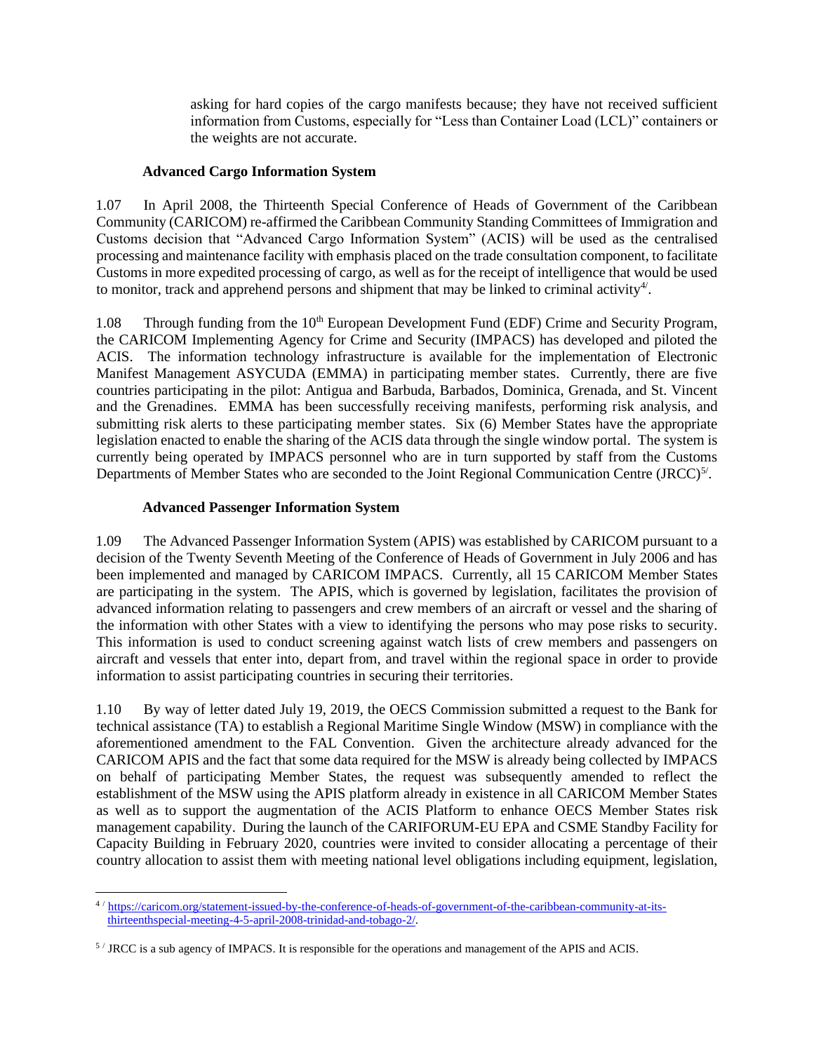asking for hard copies of the cargo manifests because; they have not received sufficient information from Customs, especially for "Less than Container Load (LCL)" containers or the weights are not accurate.

**Advanced Cargo Information System**

1.07 In April 2008, the Thirteenth Special Conference of Heads of Government of the Caribbean Community (CARICOM) re-affirmed the Caribbean Community Standing Committees of Immigration and Customs decision that "Advanced Cargo Information System" (ACIS) will be used as the centralised processing and maintenance facility with emphasis placed on the trade consultation component, to facilitate Customs in more expedited processing of cargo, as well as for the receipt of intelligence that would be used to monitor, track and apprehend persons and shipment that may be linked to criminal activity[4/].

1.08 Through funding from the 10th European Development Fund (EDF) Crime and Security Program, the CARICOM Implementing Agency for Crime and Security (IMPACS) has developed and piloted the ACIS. The information technology infrastructure is available for the implementation of Electronic Manifest Management ASYCUDA (EMMA) in participating member states. Currently, there are five countries participating in the pilot: Antigua and Barbuda, Barbados, Dominica, Grenada, and St. Vincent and the Grenadines. EMMA has been successfully receiving manifests, performing risk analysis, and submitting risk alerts to these participating member states. Six (6) Member States have the appropriate legislation enacted to enable the sharing of the ACIS data through the single window portal. The system is currently being operated by IMPACS personnel who are in turn supported by staff from the Customs Departments of Member States who are seconded to the Joint Regional Communication Centre (JRCC)[5/].

**Advanced Passenger Information System**

1.09 The Advanced Passenger Information System (APIS) was established by CARICOM pursuant to a decision of the Twenty Seventh Meeting of the Conference of Heads of Government in July 2006 and has been implemented and managed by CARICOM IMPACS. Currently, all 15 CARICOM Member States are participating in the system. The APIS, which is governed by legislation, facilitates the provision of advanced information relating to passengers and crew members of an aircraft or vessel and the sharing of the information with other States with a view to identifying the persons who may pose risks to security. This information is used to conduct screening against watch lists of crew members and passengers on aircraft and vessels that enter into, depart from, and travel within the regional space in order to provide information to assist participating countries in securing their territories.

1.10 By way of letter dated July 19, 2019, the OECS Commission submitted a request to the Bank for technical assistance (TA) to establish a Regional Maritime Single Window (MSW) in compliance with the aforementioned amendment to the FAL Convention. Given the architecture already advanced for the CARICOM APIS and the fact that some data required for the MSW is already being collected by IMPACS on behalf of participating Member States, the request was subsequently amended to reflect the establishment of the MSW using the APIS platform already in existence in all CARICOM Member States as well as to support the augmentation of the ACIS Platform to enhance OECS Member States risk management capability. During the launch of the CARIFORUM-EU EPA and CSME Standby Facility for Capacity Building in February 2020, countries were invited to consider allocating a percentage of their country allocation to assist them with meeting national level obligations including equipment, legislation,

---

[4/] https://caricom.org/statement-issued-by-the-conference-of-heads-of-government-of-the-caribbean-community-at-its-thirteenthspecial-meeting-4-5-april-2008-trinidad-and-tobago-2/.

[5/] JRCC is a sub agency of IMPACS. It is responsible for the operations and management of the APIS and ACIS.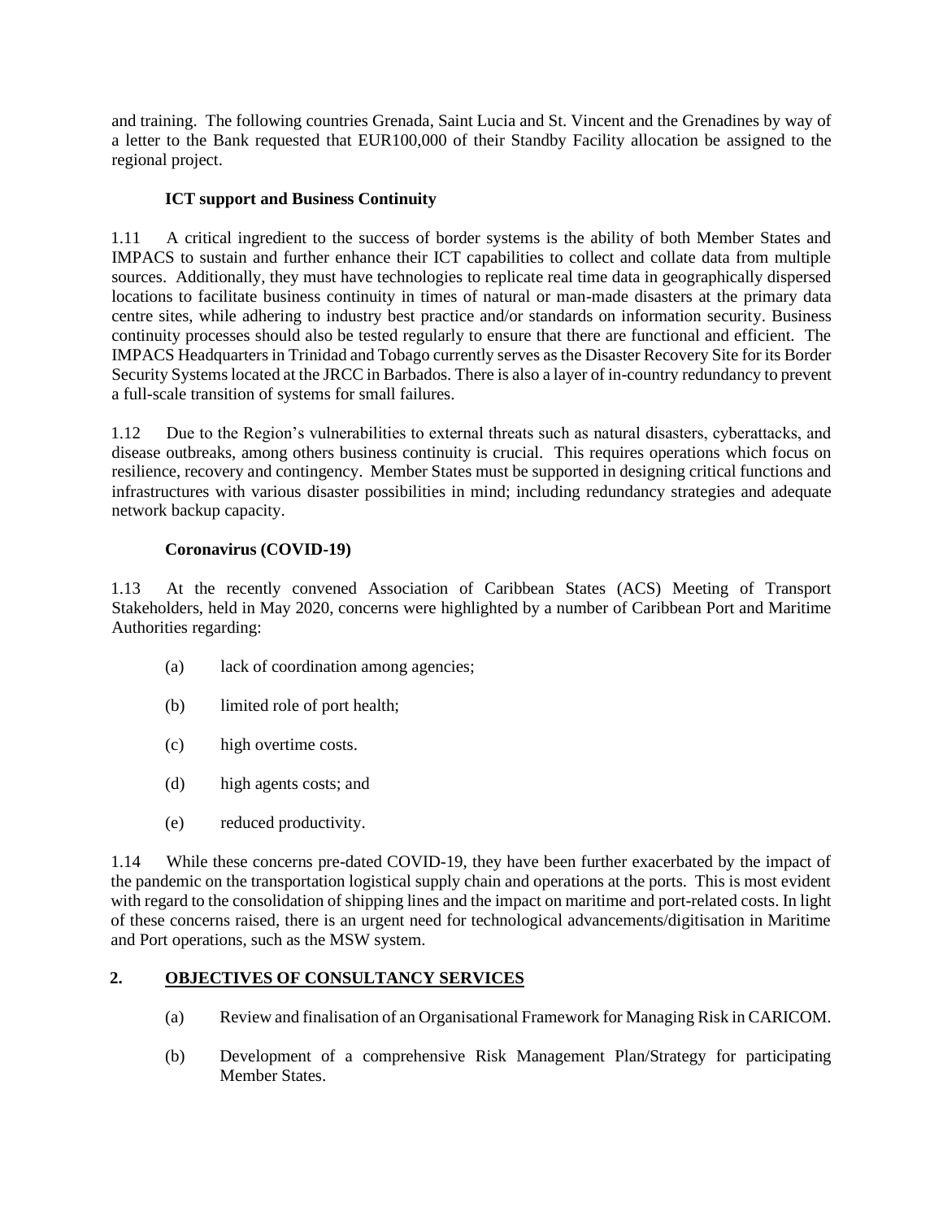and training. The following countries Grenada, Saint Lucia and St. Vincent and the Grenadines by way of a letter to the Bank requested that EUR100,000 of their Standby Facility allocation be assigned to the regional project.

**ICT support and Business Continuity**

1.11 A critical ingredient to the success of border systems is the ability of both Member States and IMPACS to sustain and further enhance their ICT capabilities to collect and collate data from multiple sources. Additionally, they must have technologies to replicate real time data in geographically dispersed locations to facilitate business continuity in times of natural or man-made disasters at the primary data centre sites, while adhering to industry best practice and/or standards on information security. Business continuity processes should also be tested regularly to ensure that there are functional and efficient. The IMPACS Headquarters in Trinidad and Tobago currently serves as the Disaster Recovery Site for its Border Security Systems located at the JRCC in Barbados. There is also a layer of in-country redundancy to prevent a full-scale transition of systems for small failures.

1.12 Due to the Region's vulnerabilities to external threats such as natural disasters, cyberattacks, and disease outbreaks, among others business continuity is crucial. This requires operations which focus on resilience, recovery and contingency. Member States must be supported in designing critical functions and infrastructures with various disaster possibilities in mind; including redundancy strategies and adequate network backup capacity.

**Coronavirus (COVID-19)**

1.13 At the recently convened Association of Caribbean States (ACS) Meeting of Transport Stakeholders, held in May 2020, concerns were highlighted by a number of Caribbean Port and Maritime Authorities regarding:

(a) lack of coordination among agencies;

(b) limited role of port health;

(c) high overtime costs.

(d) high agents costs; and

(e) reduced productivity.

1.14 While these concerns pre-dated COVID-19, they have been further exacerbated by the impact of the pandemic on the transportation logistical supply chain and operations at the ports. This is most evident with regard to the consolidation of shipping lines and the impact on maritime and port-related costs. In light of these concerns raised, there is an urgent need for technological advancements/digitisation in Maritime and Port operations, such as the MSW system.

## 2. OBJECTIVES OF CONSULTANCY SERVICES

(a) Review and finalisation of an Organisational Framework for Managing Risk in CARICOM.

(b) Development of a comprehensive Risk Management Plan/Strategy for participating Member States.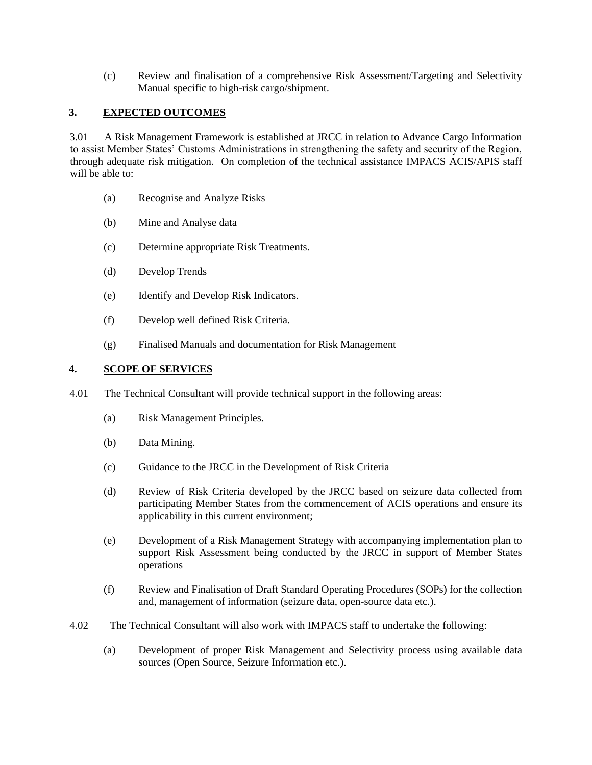(c) Review and finalisation of a comprehensive Risk Assessment/Targeting and Selectivity Manual specific to high-risk cargo/shipment.

## 3. EXPECTED OUTCOMES

3.01 A Risk Management Framework is established at JRCC in relation to Advance Cargo Information to assist Member States' Customs Administrations in strengthening the safety and security of the Region, through adequate risk mitigation. On completion of the technical assistance IMPACS ACIS/APIS staff will be able to:

(a) Recognise and Analyze Risks

(b) Mine and Analyse data

(c) Determine appropriate Risk Treatments.

(d) Develop Trends

(e) Identify and Develop Risk Indicators.

(f) Develop well defined Risk Criteria.

(g) Finalised Manuals and documentation for Risk Management

## 4. SCOPE OF SERVICES

4.01 The Technical Consultant will provide technical support in the following areas:

(a) Risk Management Principles.

(b) Data Mining.

(c) Guidance to the JRCC in the Development of Risk Criteria

(d) Review of Risk Criteria developed by the JRCC based on seizure data collected from participating Member States from the commencement of ACIS operations and ensure its applicability in this current environment;

(e) Development of a Risk Management Strategy with accompanying implementation plan to support Risk Assessment being conducted by the JRCC in support of Member States operations

(f) Review and Finalisation of Draft Standard Operating Procedures (SOPs) for the collection and, management of information (seizure data, open-source data etc.).

4.02 The Technical Consultant will also work with IMPACS staff to undertake the following:

(a) Development of proper Risk Management and Selectivity process using available data sources (Open Source, Seizure Information etc.).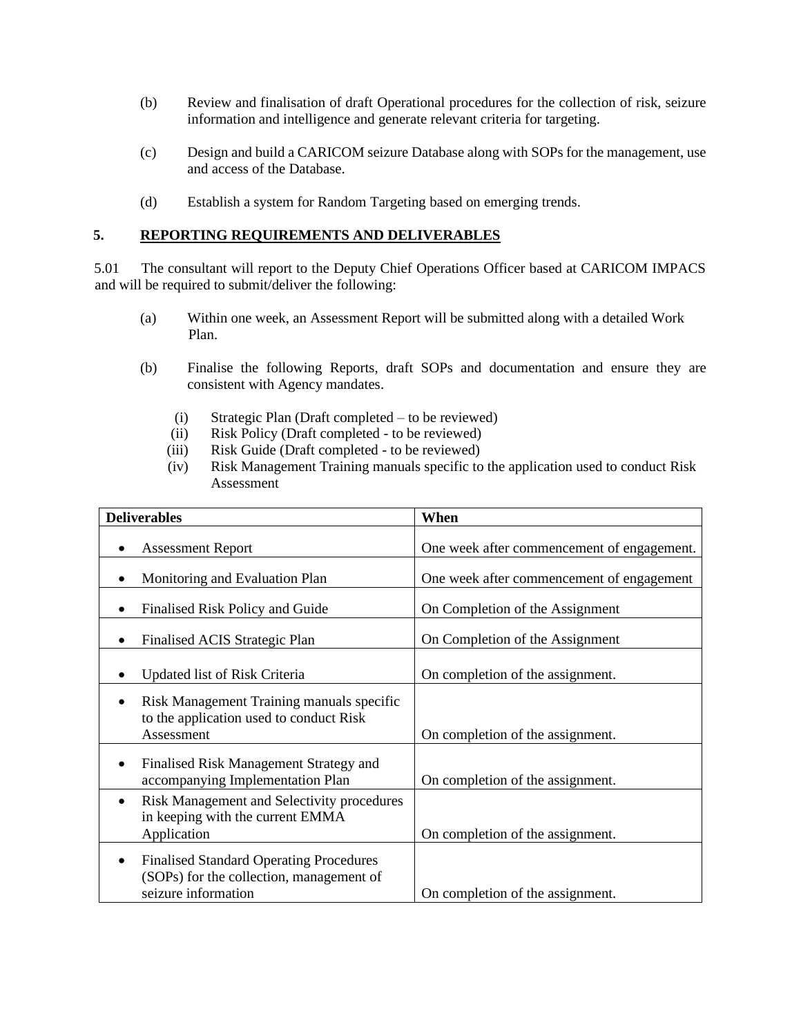(b) Review and finalisation of draft Operational procedures for the collection of risk, seizure information and intelligence and generate relevant criteria for targeting.

(c) Design and build a CARICOM seizure Database along with SOPs for the management, use and access of the Database.

(d) Establish a system for Random Targeting based on emerging trends.

## 5. REPORTING REQUIREMENTS AND DELIVERABLES

5.01 The consultant will report to the Deputy Chief Operations Officer based at CARICOM IMPACS and will be required to submit/deliver the following:

(a) Within one week, an Assessment Report will be submitted along with a detailed Work Plan.

(b) Finalise the following Reports, draft SOPs and documentation and ensure they are consistent with Agency mandates.

(i) Strategic Plan (Draft completed – to be reviewed)
(ii) Risk Policy (Draft completed - to be reviewed)
(iii) Risk Guide (Draft completed - to be reviewed)
(iv) Risk Management Training manuals specific to the application used to conduct Risk Assessment

| Deliverables | When |
|---|---|
| • Assessment Report | One week after commencement of engagement. |
| • Monitoring and Evaluation Plan | One week after commencement of engagement |
| • Finalised Risk Policy and Guide | On Completion of the Assignment |
| • Finalised ACIS Strategic Plan | On Completion of the Assignment |
| • Updated list of Risk Criteria | On completion of the assignment. |
| • Risk Management Training manuals specific to the application used to conduct Risk Assessment | On completion of the assignment. |
| • Finalised Risk Management Strategy and accompanying Implementation Plan | On completion of the assignment. |
| • Risk Management and Selectivity procedures in keeping with the current EMMA Application | On completion of the assignment. |
| • Finalised Standard Operating Procedures (SOPs) for the collection, management of seizure information | On completion of the assignment. |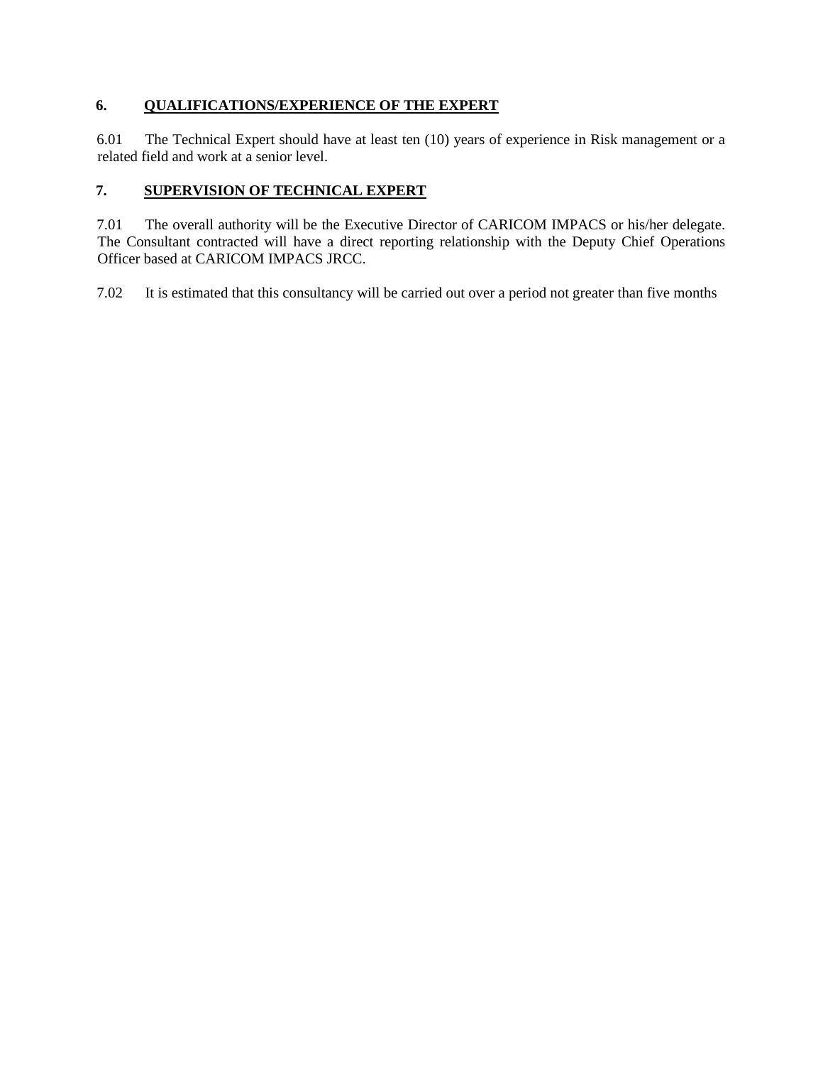## 6. QUALIFICATIONS/EXPERIENCE OF THE EXPERT

6.01 The Technical Expert should have at least ten (10) years of experience in Risk management or a related field and work at a senior level.

## 7. SUPERVISION OF TECHNICAL EXPERT

7.01 The overall authority will be the Executive Director of CARICOM IMPACS or his/her delegate. The Consultant contracted will have a direct reporting relationship with the Deputy Chief Operations Officer based at CARICOM IMPACS JRCC.

7.02 It is estimated that this consultancy will be carried out over a period not greater than five months